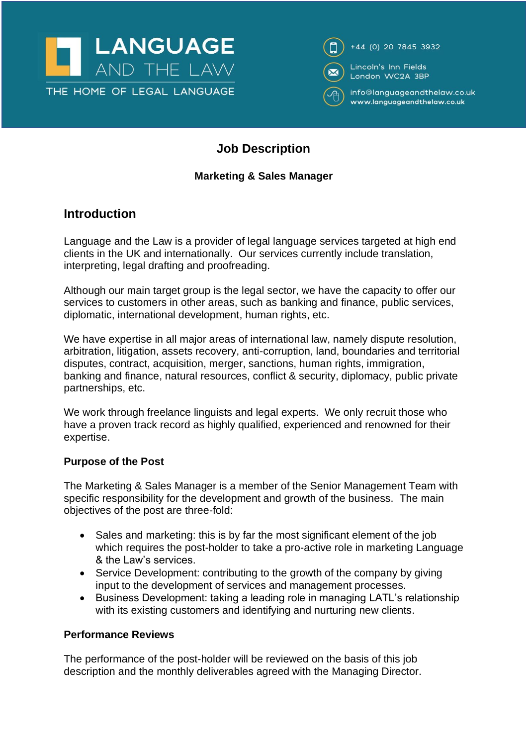LANGUAGE AND THE LAW

THE HOME OF LEGAL LANGUAGE

+44 (0) 20 7845 3932

Lincoln's Inn Fields
London WC2A 3BP

info@languageandthelaw.co.uk
www.languageandthelaw.co.uk

# Job Description

### Marketing & Sales Manager

## Introduction

Language and the Law is a provider of legal language services targeted at high end clients in the UK and internationally. Our services currently include translation, interpreting, legal drafting and proofreading.

Although our main target group is the legal sector, we have the capacity to offer our services to customers in other areas, such as banking and finance, public services, diplomatic, international development, human rights, etc.

We have expertise in all major areas of international law, namely dispute resolution, arbitration, litigation, assets recovery, anti-corruption, land, boundaries and territorial disputes, contract, acquisition, merger, sanctions, human rights, immigration, banking and finance, natural resources, conflict & security, diplomacy, public private partnerships, etc.

We work through freelance linguists and legal experts. We only recruit those who have a proven track record as highly qualified, experienced and renowned for their expertise.

### Purpose of the Post

The Marketing & Sales Manager is a member of the Senior Management Team with specific responsibility for the development and growth of the business. The main objectives of the post are three-fold:

- Sales and marketing: this is by far the most significant element of the job which requires the post-holder to take a pro-active role in marketing Language & the Law's services.
- Service Development: contributing to the growth of the company by giving input to the development of services and management processes.
- Business Development: taking a leading role in managing LATL's relationship with its existing customers and identifying and nurturing new clients.

### Performance Reviews

The performance of the post-holder will be reviewed on the basis of this job description and the monthly deliverables agreed with the Managing Director.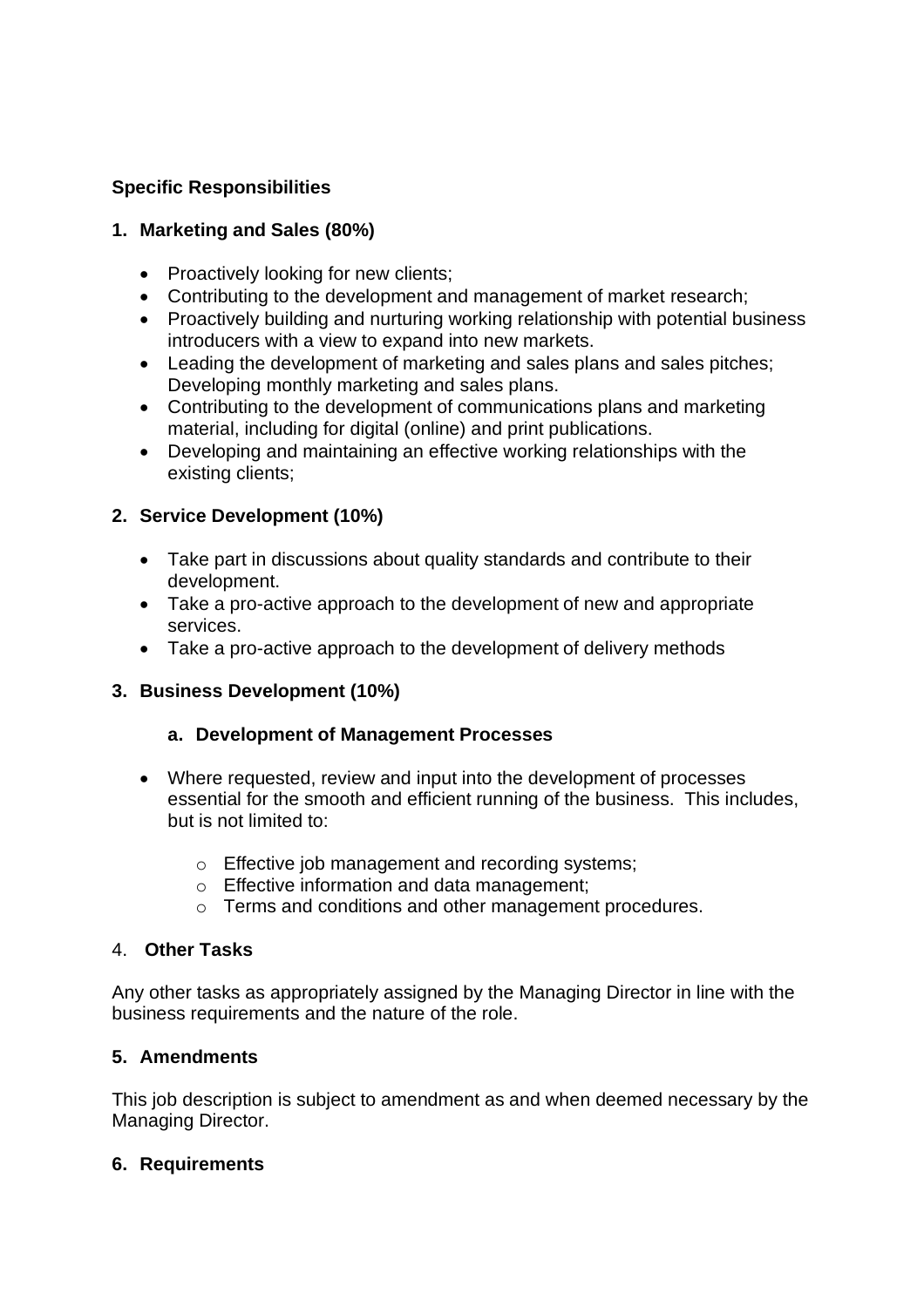**Specific Responsibilities**

1. **Marketing and Sales (80%)**

    - Proactively looking for new clients;
    - Contributing to the development and management of market research;
    - Proactively building and nurturing working relationship with potential business introducers with a view to expand into new markets.
    - Leading the development of marketing and sales plans and sales pitches; Developing monthly marketing and sales plans.
    - Contributing to the development of communications plans and marketing material, including for digital (online) and print publications.
    - Developing and maintaining an effective working relationships with the existing clients;

2. **Service Development (10%)**

    - Take part in discussions about quality standards and contribute to their development.
    - Take a pro-active approach to the development of new and appropriate services.
    - Take a pro-active approach to the development of delivery methods

3. **Business Development (10%)**

    a. **Development of Management Processes**

    - Where requested, review and input into the development of processes essential for the smooth and efficient running of the business. This includes, but is not limited to:
        - Effective job management and recording systems;
        - Effective information and data management;
        - Terms and conditions and other management procedures.

4. **Other Tasks**

Any other tasks as appropriately assigned by the Managing Director in line with the business requirements and the nature of the role.

5. **Amendments**

This job description is subject to amendment as and when deemed necessary by the Managing Director.

6. **Requirements**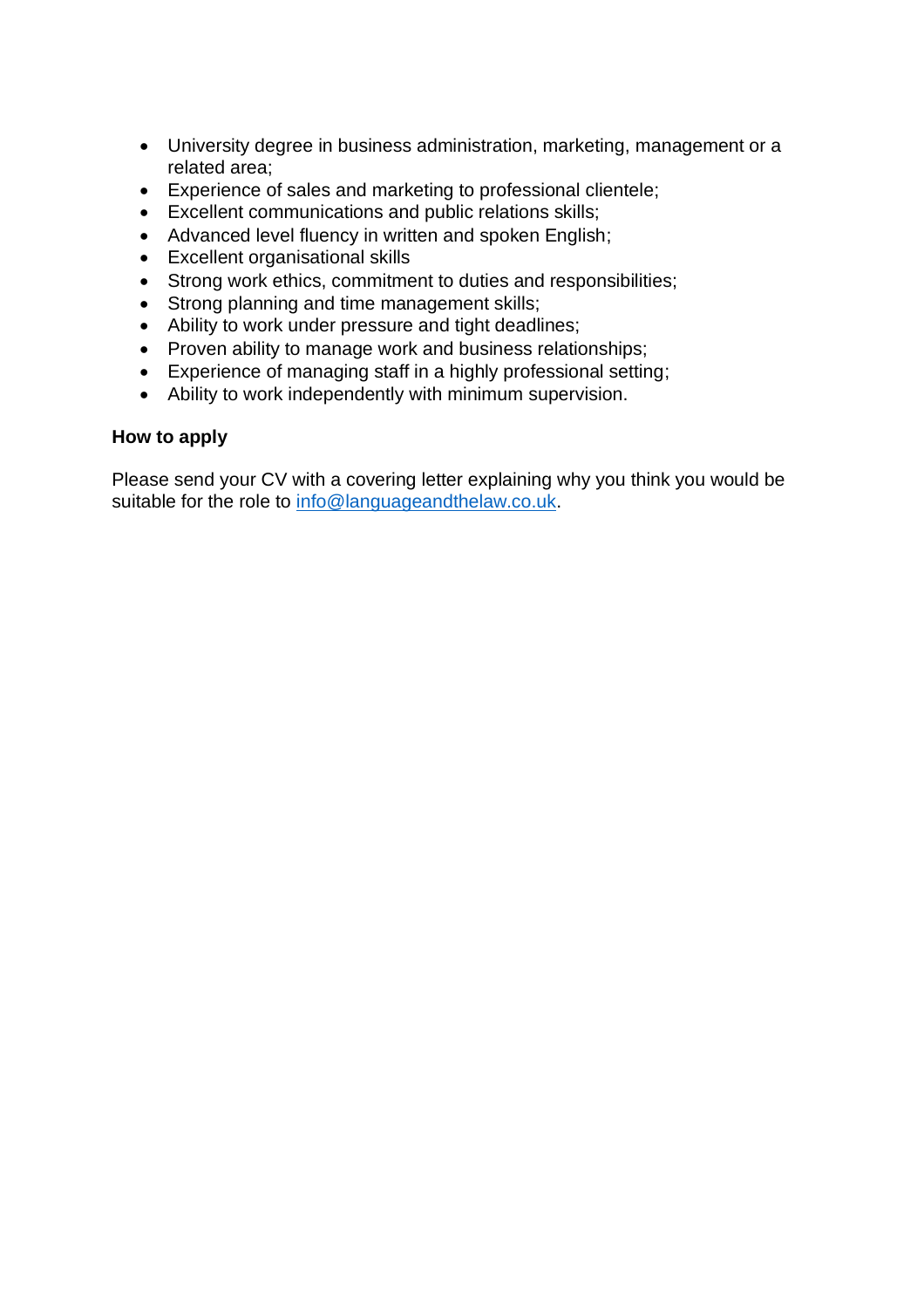- University degree in business administration, marketing, management or a related area;
- Experience of sales and marketing to professional clientele;
- Excellent communications and public relations skills;
- Advanced level fluency in written and spoken English;
- Excellent organisational skills
- Strong work ethics, commitment to duties and responsibilities;
- Strong planning and time management skills;
- Ability to work under pressure and tight deadlines;
- Proven ability to manage work and business relationships;
- Experience of managing staff in a highly professional setting;
- Ability to work independently with minimum supervision.

**How to apply**

Please send your CV with a covering letter explaining why you think you would be suitable for the role to info@languageandthelaw.co.uk.